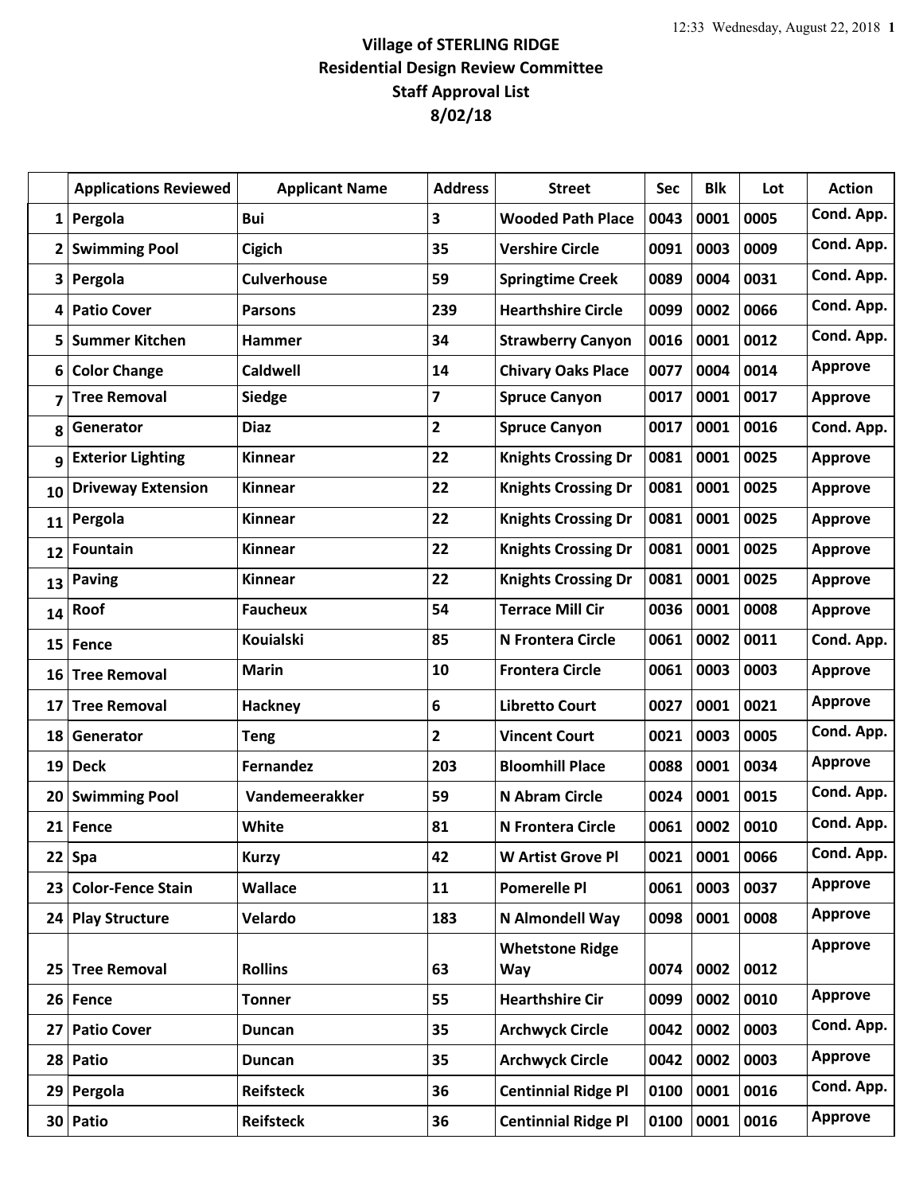# Village of STERLING RIDGE
## Residential Design Review Committee
## Staff Approval List
## 8/02/18

| | Applications Reviewed | Applicant Name | Address | Street | Sec | Blk | Lot | Action |
|---|---|---|---|---|---|---|---|---|
| 1 | Pergola | Bui | 3 | Wooded Path Place | 0043 | 0001 | 0005 | Cond. App. |
| 2 | Swimming Pool | Cigich | 35 | Vershire Circle | 0091 | 0003 | 0009 | Cond. App. |
| 3 | Pergola | Culverhouse | 59 | Springtime Creek | 0089 | 0004 | 0031 | Cond. App. |
| 4 | Patio Cover | Parsons | 239 | Hearthshire Circle | 0099 | 0002 | 0066 | Cond. App. |
| 5 | Summer Kitchen | Hammer | 34 | Strawberry Canyon | 0016 | 0001 | 0012 | Cond. App. |
| 6 | Color Change | Caldwell | 14 | Chivary Oaks Place | 0077 | 0004 | 0014 | Approve |
| 7 | Tree Removal | Siedge | 7 | Spruce Canyon | 0017 | 0001 | 0017 | Approve |
| 8 | Generator | Diaz | 2 | Spruce Canyon | 0017 | 0001 | 0016 | Cond. App. |
| 9 | Exterior Lighting | Kinnear | 22 | Knights Crossing Dr | 0081 | 0001 | 0025 | Approve |
| 10 | Driveway Extension | Kinnear | 22 | Knights Crossing Dr | 0081 | 0001 | 0025 | Approve |
| 11 | Pergola | Kinnear | 22 | Knights Crossing Dr | 0081 | 0001 | 0025 | Approve |
| 12 | Fountain | Kinnear | 22 | Knights Crossing Dr | 0081 | 0001 | 0025 | Approve |
| 13 | Paving | Kinnear | 22 | Knights Crossing Dr | 0081 | 0001 | 0025 | Approve |
| 14 | Roof | Faucheux | 54 | Terrace Mill Cir | 0036 | 0001 | 0008 | Approve |
| 15 | Fence | Kouialski | 85 | N Frontera Circle | 0061 | 0002 | 0011 | Cond. App. |
| 16 | Tree Removal | Marin | 10 | Frontera Circle | 0061 | 0003 | 0003 | Approve |
| 17 | Tree Removal | Hackney | 6 | Libretto Court | 0027 | 0001 | 0021 | Approve |
| 18 | Generator | Teng | 2 | Vincent Court | 0021 | 0003 | 0005 | Cond. App. |
| 19 | Deck | Fernandez | 203 | Bloomhill Place | 0088 | 0001 | 0034 | Approve |
| 20 | Swimming Pool | Vandemeerakker | 59 | N Abram Circle | 0024 | 0001 | 0015 | Cond. App. |
| 21 | Fence | White | 81 | N Frontera Circle | 0061 | 0002 | 0010 | Cond. App. |
| 22 | Spa | Kurzy | 42 | W Artist Grove Pl | 0021 | 0001 | 0066 | Cond. App. |
| 23 | Color-Fence Stain | Wallace | 11 | Pomerelle Pl | 0061 | 0003 | 0037 | Approve |
| 24 | Play Structure | Velardo | 183 | N Almondell Way | 0098 | 0001 | 0008 | Approve |
| 25 | Tree Removal | Rollins | 63 | Whetstone Ridge Way | 0074 | 0002 | 0012 | Approve |
| 26 | Fence | Tonner | 55 | Hearthshire Cir | 0099 | 0002 | 0010 | Approve |
| 27 | Patio Cover | Duncan | 35 | Archwyck Circle | 0042 | 0002 | 0003 | Cond. App. |
| 28 | Patio | Duncan | 35 | Archwyck Circle | 0042 | 0002 | 0003 | Approve |
| 29 | Pergola | Reifsteck | 36 | Centinnial Ridge Pl | 0100 | 0001 | 0016 | Cond. App. |
| 30 | Patio | Reifsteck | 36 | Centinnial Ridge Pl | 0100 | 0001 | 0016 | Approve |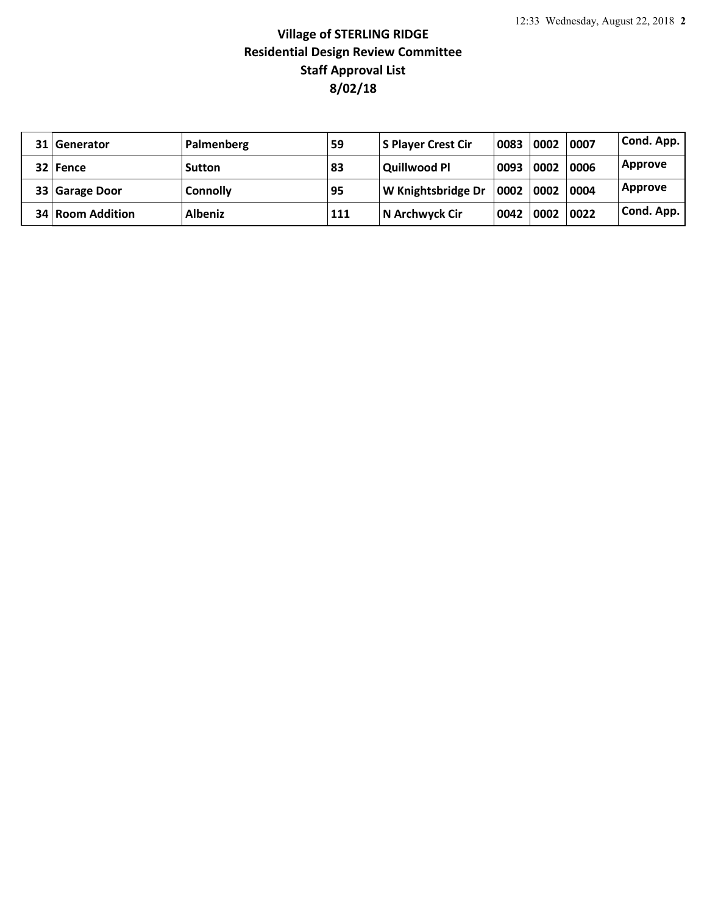**Village of STERLING RIDGE**
**Residential Design Review Committee**
**Staff Approval List**
**8/02/18**

| | | | | | | | | |
|---|---|---|---|---|---|---|---|---|
| 31 | Generator | Palmenberg | 59 | S Player Crest Cir | 0083 | 0002 | 0007 | Cond. App. |
| 32 | Fence | Sutton | 83 | Quillwood Pl | 0093 | 0002 | 0006 | Approve |
| 33 | Garage Door | Connolly | 95 | W Knightsbridge Dr | 0002 | 0002 | 0004 | Approve |
| 34 | Room Addition | Albeniz | 111 | N Archwyck Cir | 0042 | 0002 | 0022 | Cond. App. |